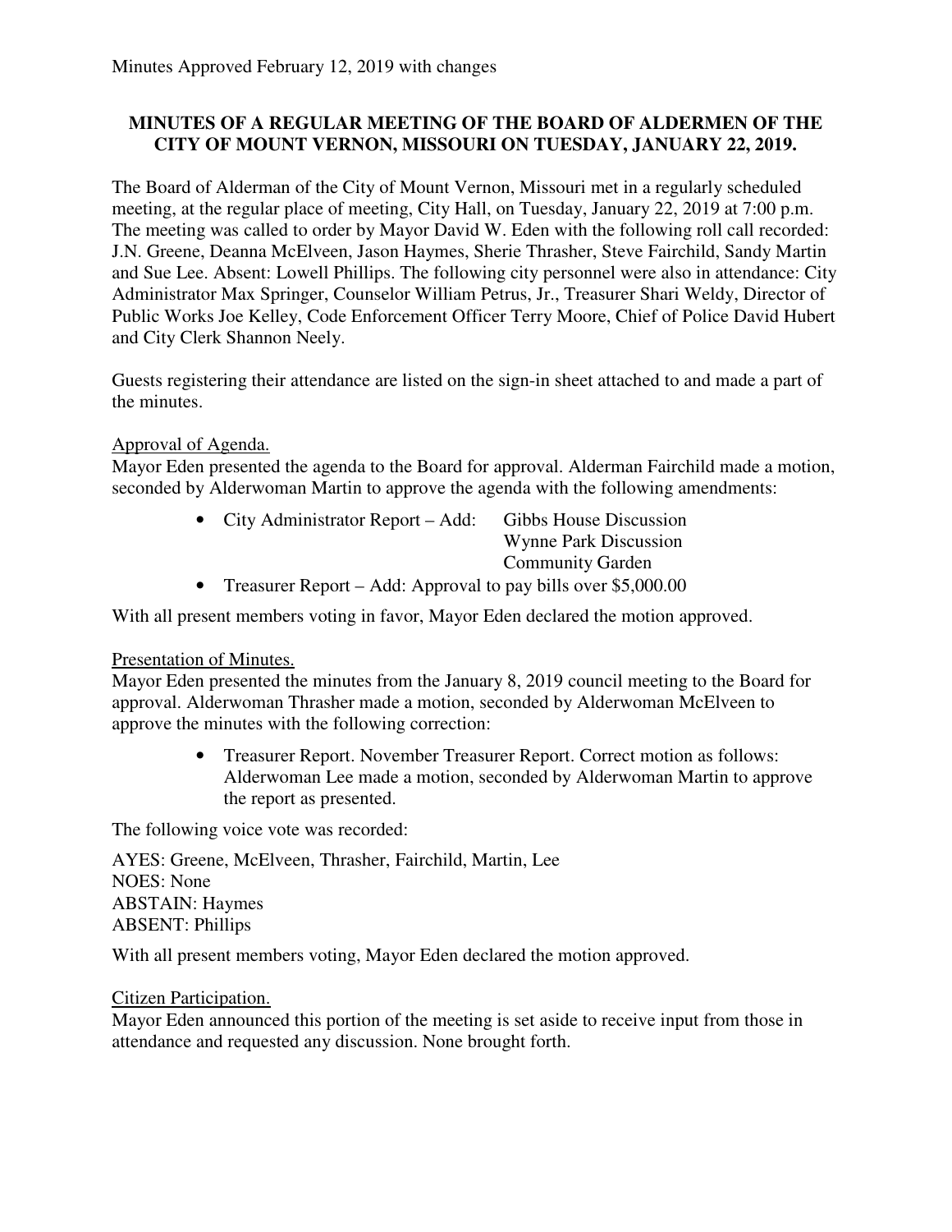Minutes Approved February 12, 2019 with changes

**MINUTES OF A REGULAR MEETING OF THE BOARD OF ALDERMEN OF THE CITY OF MOUNT VERNON, MISSOURI ON TUESDAY, JANUARY 22, 2019.**

The Board of Alderman of the City of Mount Vernon, Missouri met in a regularly scheduled meeting, at the regular place of meeting, City Hall, on Tuesday, January 22, 2019 at 7:00 p.m. The meeting was called to order by Mayor David W. Eden with the following roll call recorded: J.N. Greene, Deanna McElveen, Jason Haymes, Sherie Thrasher, Steve Fairchild, Sandy Martin and Sue Lee. Absent: Lowell Phillips. The following city personnel were also in attendance: City Administrator Max Springer, Counselor William Petrus, Jr., Treasurer Shari Weldy, Director of Public Works Joe Kelley, Code Enforcement Officer Terry Moore, Chief of Police David Hubert and City Clerk Shannon Neely.

Guests registering their attendance are listed on the sign-in sheet attached to and made a part of the minutes.

Approval of Agenda.

Mayor Eden presented the agenda to the Board for approval. Alderman Fairchild made a motion, seconded by Alderwoman Martin to approve the agenda with the following amendments:

- City Administrator Report – Add: Gibbs House Discussion
  Wynne Park Discussion
  Community Garden
- Treasurer Report – Add: Approval to pay bills over $5,000.00

With all present members voting in favor, Mayor Eden declared the motion approved.

Presentation of Minutes.

Mayor Eden presented the minutes from the January 8, 2019 council meeting to the Board for approval. Alderwoman Thrasher made a motion, seconded by Alderwoman McElveen to approve the minutes with the following correction:

- Treasurer Report. November Treasurer Report. Correct motion as follows: Alderwoman Lee made a motion, seconded by Alderwoman Martin to approve the report as presented.

The following voice vote was recorded:

AYES: Greene, McElveen, Thrasher, Fairchild, Martin, Lee
NOES: None
ABSTAIN: Haymes
ABSENT: Phillips

With all present members voting, Mayor Eden declared the motion approved.

Citizen Participation.

Mayor Eden announced this portion of the meeting is set aside to receive input from those in attendance and requested any discussion. None brought forth.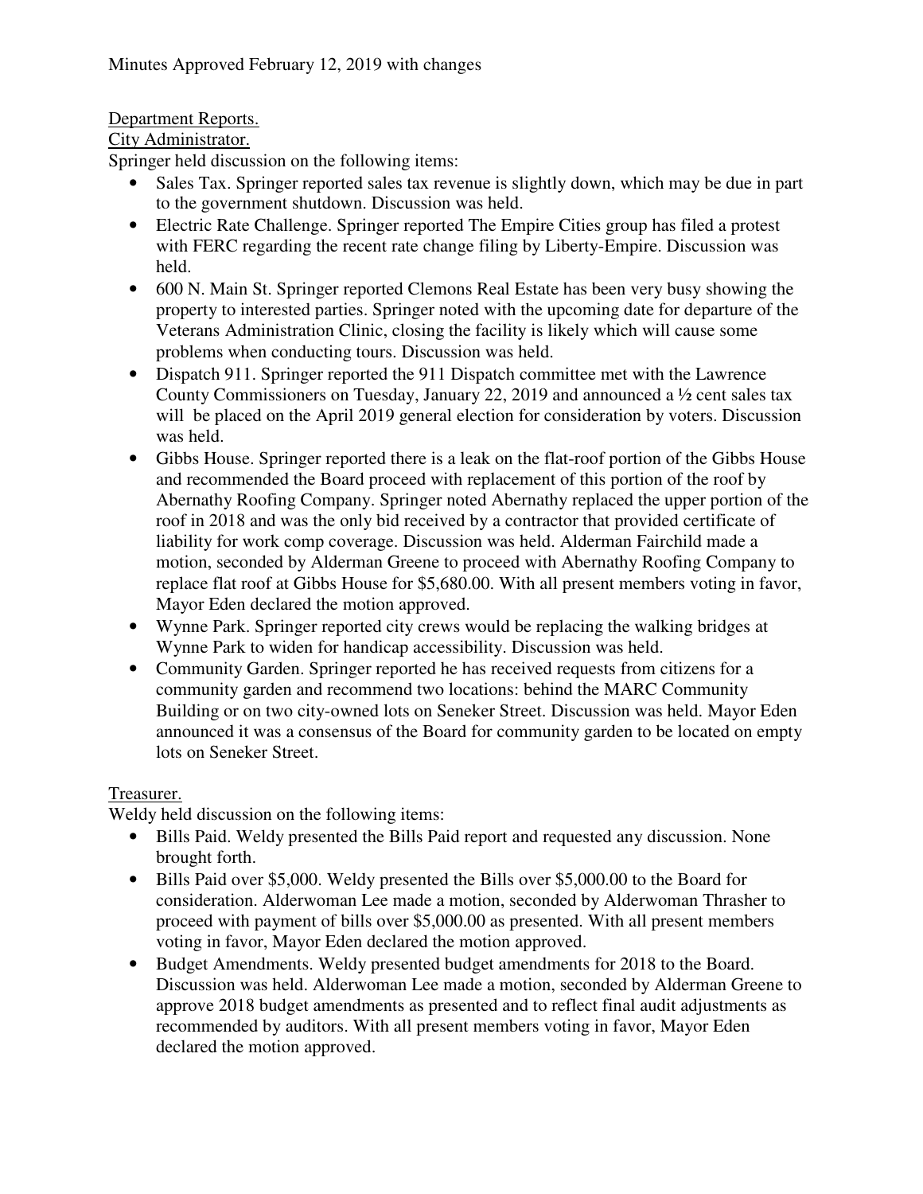Minutes Approved February 12, 2019 with changes

Department Reports.

City Administrator.

Springer held discussion on the following items:

- Sales Tax. Springer reported sales tax revenue is slightly down, which may be due in part to the government shutdown. Discussion was held.
- Electric Rate Challenge. Springer reported The Empire Cities group has filed a protest with FERC regarding the recent rate change filing by Liberty-Empire. Discussion was held.
- 600 N. Main St. Springer reported Clemons Real Estate has been very busy showing the property to interested parties. Springer noted with the upcoming date for departure of the Veterans Administration Clinic, closing the facility is likely which will cause some problems when conducting tours. Discussion was held.
- Dispatch 911. Springer reported the 911 Dispatch committee met with the Lawrence County Commissioners on Tuesday, January 22, 2019 and announced a ½ cent sales tax will be placed on the April 2019 general election for consideration by voters. Discussion was held.
- Gibbs House. Springer reported there is a leak on the flat-roof portion of the Gibbs House and recommended the Board proceed with replacement of this portion of the roof by Abernathy Roofing Company. Springer noted Abernathy replaced the upper portion of the roof in 2018 and was the only bid received by a contractor that provided certificate of liability for work comp coverage. Discussion was held. Alderman Fairchild made a motion, seconded by Alderman Greene to proceed with Abernathy Roofing Company to replace flat roof at Gibbs House for $5,680.00. With all present members voting in favor, Mayor Eden declared the motion approved.
- Wynne Park. Springer reported city crews would be replacing the walking bridges at Wynne Park to widen for handicap accessibility. Discussion was held.
- Community Garden. Springer reported he has received requests from citizens for a community garden and recommend two locations: behind the MARC Community Building or on two city-owned lots on Seneker Street. Discussion was held. Mayor Eden announced it was a consensus of the Board for community garden to be located on empty lots on Seneker Street.

Treasurer.

Weldy held discussion on the following items:

- Bills Paid. Weldy presented the Bills Paid report and requested any discussion. None brought forth.
- Bills Paid over $5,000. Weldy presented the Bills over $5,000.00 to the Board for consideration. Alderwoman Lee made a motion, seconded by Alderwoman Thrasher to proceed with payment of bills over $5,000.00 as presented. With all present members voting in favor, Mayor Eden declared the motion approved.
- Budget Amendments. Weldy presented budget amendments for 2018 to the Board. Discussion was held. Alderwoman Lee made a motion, seconded by Alderman Greene to approve 2018 budget amendments as presented and to reflect final audit adjustments as recommended by auditors. With all present members voting in favor, Mayor Eden declared the motion approved.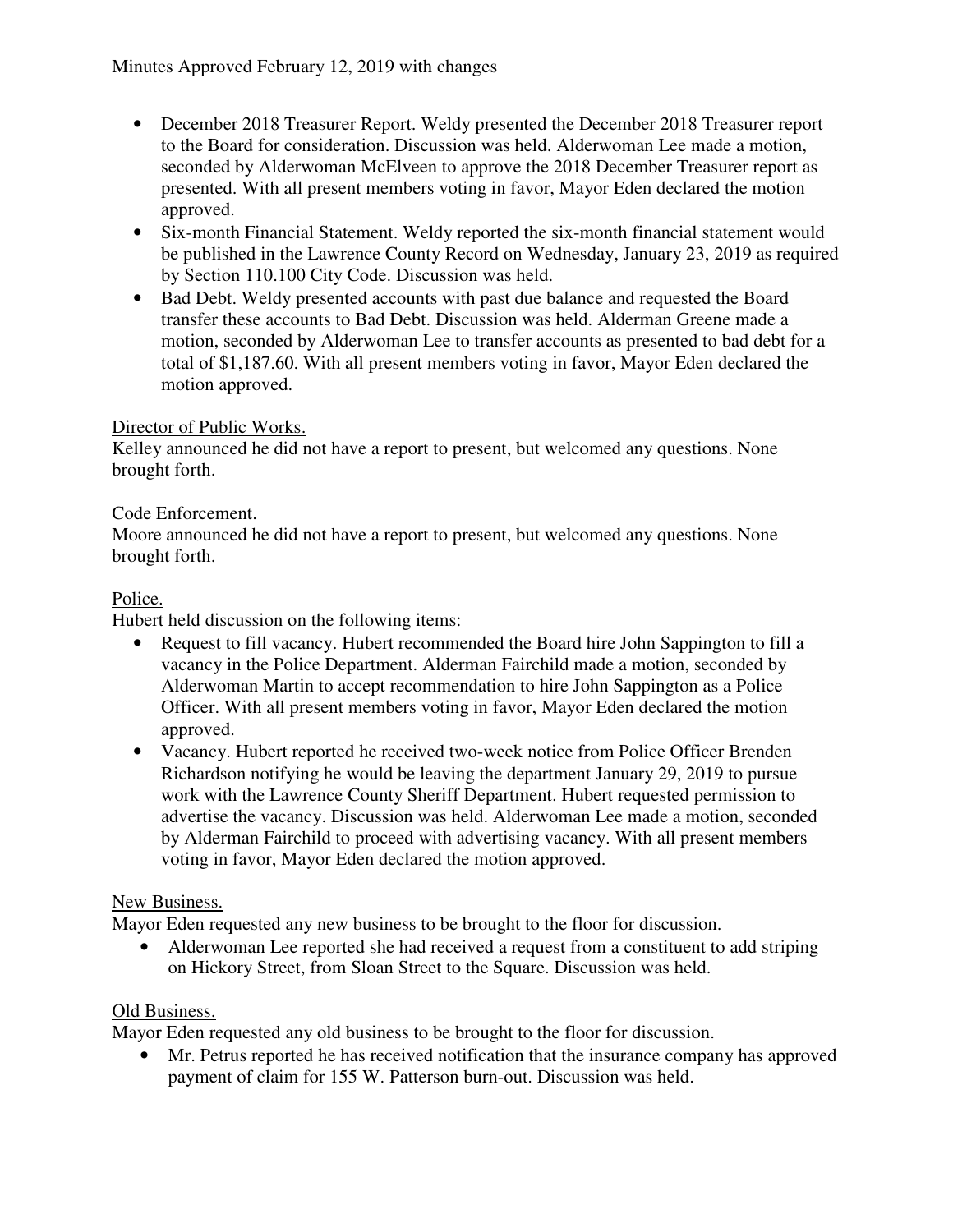Minutes Approved February 12, 2019 with changes

- December 2018 Treasurer Report. Weldy presented the December 2018 Treasurer report to the Board for consideration. Discussion was held. Alderwoman Lee made a motion, seconded by Alderwoman McElveen to approve the 2018 December Treasurer report as presented. With all present members voting in favor, Mayor Eden declared the motion approved.
- Six-month Financial Statement. Weldy reported the six-month financial statement would be published in the Lawrence County Record on Wednesday, January 23, 2019 as required by Section 110.100 City Code. Discussion was held.
- Bad Debt. Weldy presented accounts with past due balance and requested the Board transfer these accounts to Bad Debt. Discussion was held. Alderman Greene made a motion, seconded by Alderwoman Lee to transfer accounts as presented to bad debt for a total of $1,187.60. With all present members voting in favor, Mayor Eden declared the motion approved.

Director of Public Works.
Kelley announced he did not have a report to present, but welcomed any questions. None brought forth.

Code Enforcement.
Moore announced he did not have a report to present, but welcomed any questions. None brought forth.

Police.
Hubert held discussion on the following items:

- Request to fill vacancy. Hubert recommended the Board hire John Sappington to fill a vacancy in the Police Department. Alderman Fairchild made a motion, seconded by Alderwoman Martin to accept recommendation to hire John Sappington as a Police Officer. With all present members voting in favor, Mayor Eden declared the motion approved.
- Vacancy. Hubert reported he received two-week notice from Police Officer Brenden Richardson notifying he would be leaving the department January 29, 2019 to pursue work with the Lawrence County Sheriff Department. Hubert requested permission to advertise the vacancy. Discussion was held. Alderwoman Lee made a motion, seconded by Alderman Fairchild to proceed with advertising vacancy. With all present members voting in favor, Mayor Eden declared the motion approved.

New Business.
Mayor Eden requested any new business to be brought to the floor for discussion.

- Alderwoman Lee reported she had received a request from a constituent to add striping on Hickory Street, from Sloan Street to the Square. Discussion was held.

Old Business.
Mayor Eden requested any old business to be brought to the floor for discussion.

- Mr. Petrus reported he has received notification that the insurance company has approved payment of claim for 155 W. Patterson burn-out. Discussion was held.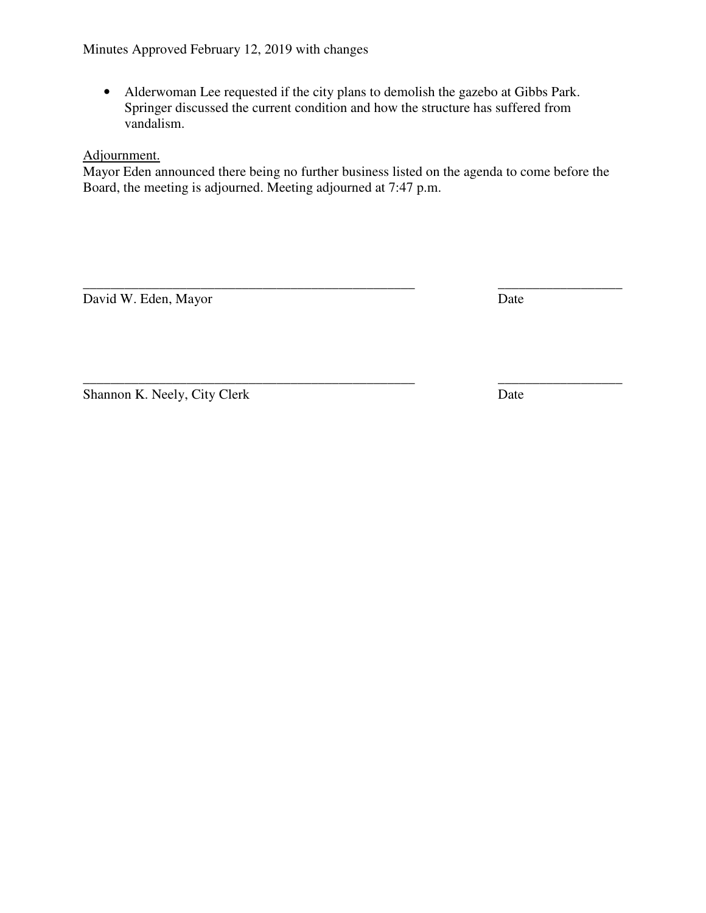Minutes Approved February 12, 2019 with changes

- Alderwoman Lee requested if the city plans to demolish the gazebo at Gibbs Park. Springer discussed the current condition and how the structure has suffered from vandalism.

<u>Adjournment.</u>

Mayor Eden announced there being no further business listed on the agenda to come before the Board, the meeting is adjourned. Meeting adjourned at 7:47 p.m.

_________________________________________________ ______________

David W. Eden, Mayor Date

_________________________________________________ ______________

Shannon K. Neely, City Clerk Date